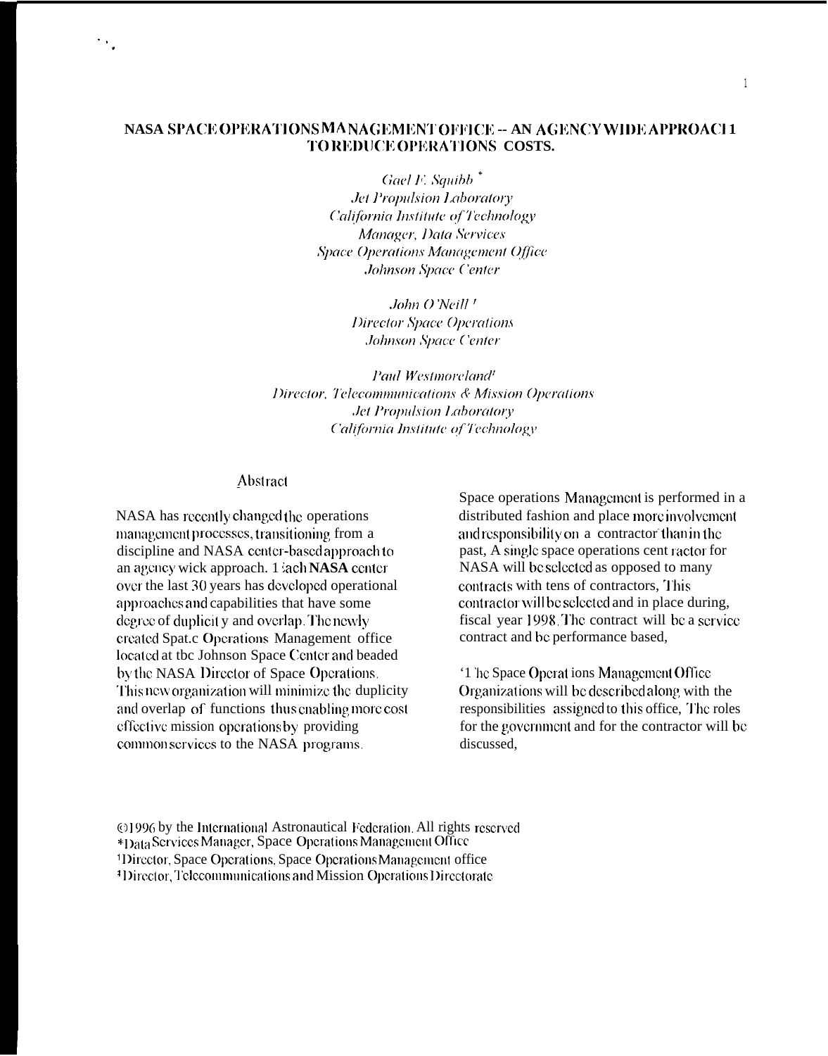# NASA SPACE OPERATIONS MANAGEMENT OFFICE -- AN AGENCY WIDE APPROACH TO REDUCE OPERATIONS COSTS.

*Gael F. Squibb* *
*Jet Propulsion Laboratory*
*California Institute of Technology*
*Manager, Data Services*
*Space Operations Management Office*
*Johnson Space Center*

*John O'Neill* [†]
*Director Space Operations*
*Johnson Space Center*

*Paul Westmoreland* [‡]
*Director, Telecommunications & Mission Operations*
*Jet Propulsion Laboratory*
*California Institute of Technology*

## Abstract

NASA has recently changed the operations management processes, transitioning from a discipline and NASA center-based approach to an agency wick approach. Each NASA center over the last 30 years has developed operational approaches and capabilities that have some degree of duplicity and overlap. The newly created Spat.c Operations Management office located at tbc Johnson Space Center and beaded by the NASA Director of Space Operations. This new organization will minimize the duplicity and overlap of functions thus enabling more cost effective mission operations by providing common services to the NASA programs.

Space operations Management is performed in a distributed fashion and place more involvement and responsibility on a contractor than in the past, A single space operations cent ractor for NASA will be selected as opposed to many contracts with tens of contractors, This contractor will be selected and in place during, fiscal year 1998. The contract will be a service contract and be performance based,

'1 'he Space Operat ions Management Office Organizations will be described along with the responsibilities assigned to this office, The roles for the government and for the contractor will be discussed,

©1996 by the International Astronautical Federation. All rights reserved
*Data Services Manager, Space Operations Management Office
[†]Director, Space Operations, Space Operations Management office
[‡]Director, Telecommunications and Mission Operations Directorate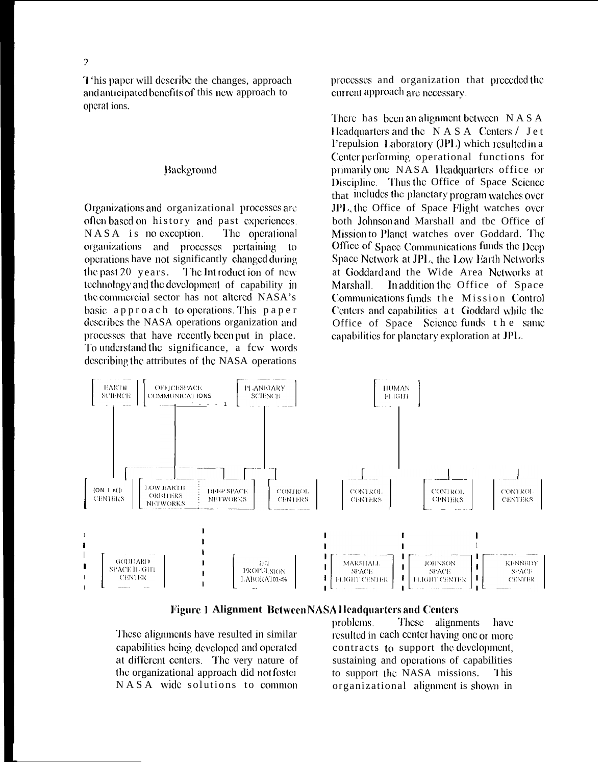This paper will describe the changes, approach and anticipated benefits of this new approach to operations.

## Background

Organizations and organizational processes are often based on history and past experiences. NASA is no exception. The operational organizations and processes pertaining to operations have not significantly changed during the past 20 years. The Introduction of new technology and the development of capability in the commercial sector has not altered NASA's basic approach to operations. This paper describes the NASA operations organization and processes that have recently been put in place. To understand the significance, a few words describing the attributes of the NASA operations processes and organization that preceded the current approach are necessary.

There has been an alignment between NASA Headquarters and the NASA Centers / Jet Propulsion Laboratory (JPL) which resulted in a Center performing operational functions for primarily one NASA Headquarters office or Discipline. Thus the Office of Space Science that includes the planetary program watches over JPL, the Office of Space Flight watches over both Johnson and Marshall and the Office of Mission to Planet watches over Goddard. The Office of Space Communications funds the Deep Space Network at JPL, the Low Earth Networks at Goddard and the Wide Area Networks at Marshall. In addition the Office of Space Communications funds the Mission Control Centers and capabilities at Goddard while the Office of Space Science funds the same capabilities for planetary exploration at JPL.

EARTH SCIENCE | OFFICE SPACE COMMUNICATIONS | PLANETARY SCIENCE | HUMAN FLIGHT

CONTROL CENTERS | LOW EARTH ORBITERS NETWORKS | DEEP SPACE NETWORKS | CONTROL CENTERS | CONTROL CENTERS | CONTROL CENTERS | CONTROL CENTERS

GODDARD SPACE FLIGHT CENTER | JET PROPULSION LABORATORY | MARSHALL SPACE FLIGHT CENTER | JOHNSON SPACE FLIGHT CENTER | KENNEDY SPACE CENTER

**Figure 1 Alignment Between NASA Headquarters and Centers**

These alignments have resulted in similar capabilities being developed and operated at different centers. The very nature of the organizational approach did not foster NASA wide solutions to common problems. These alignments have resulted in each center having one or more contracts to support the development, sustaining and operations of capabilities to support the NASA missions. This organizational alignment is shown in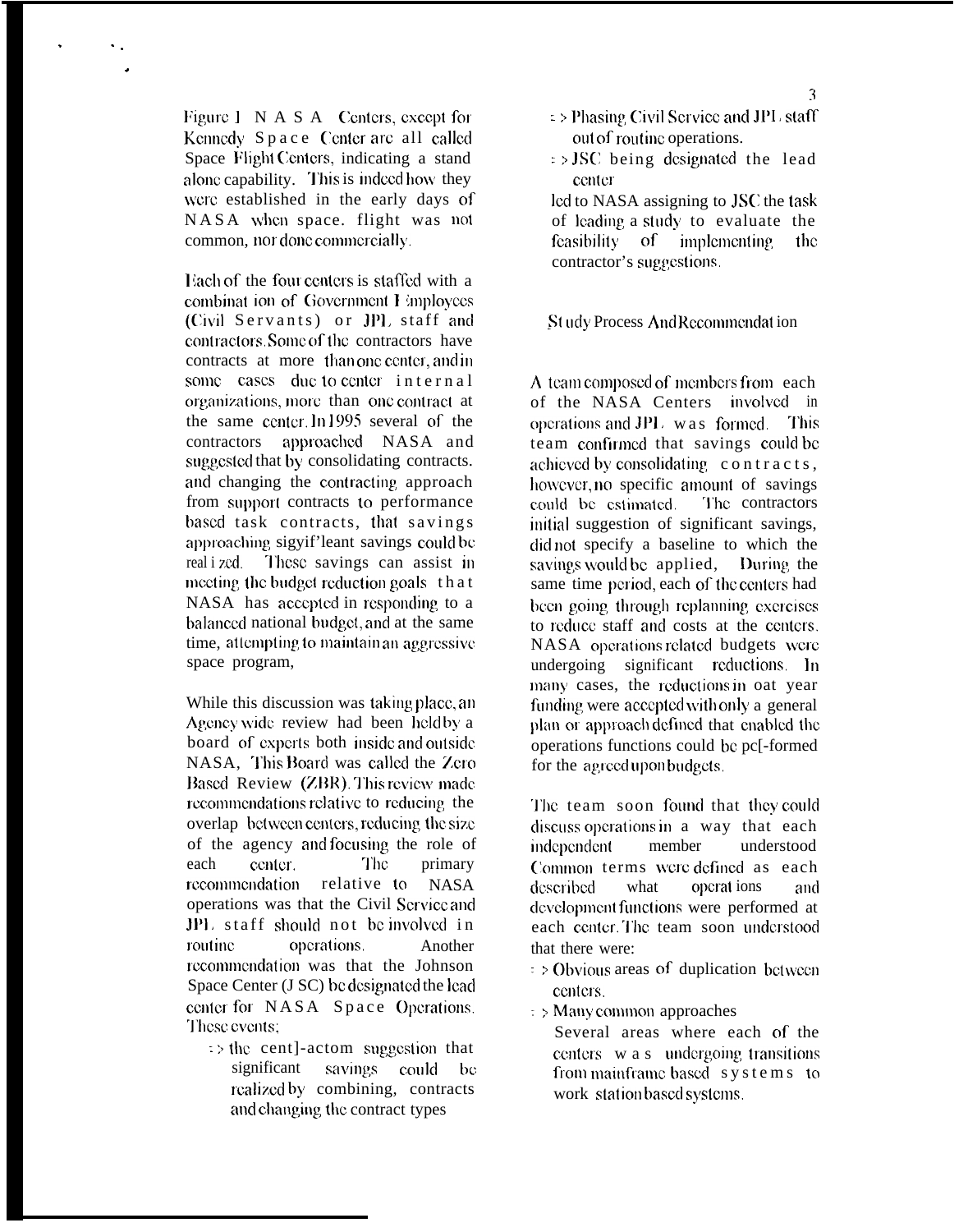Figure 1 NASA Centers, except for Kennedy Space Center are all called Space Flight Centers, indicating a stand alone capability. This is indeed how they were established in the early days of NASA when space. flight was not common, nor done commercially.

Each of the four centers is staffed with a combination of Government Employees (Civil Servants) or JPL staff and contractors. Some of the contractors have contracts at more than one center, and in some cases due to center internal organizations, more than one contract at the same center. In 1995 several of the contractors approached NASA and suggested that by consolidating contracts. and changing the contracting approach from support contracts to performance based task contracts, that savings approaching sigyif'leant savings could be realized. These savings can assist in meeting the budget reduction goals that NASA has accepted in responding to a balanced national budget, and at the same time, attempting to maintain an aggressive space program,

While this discussion was taking place, an Agency wide review had been held by a board of experts both inside and outside NASA, This Board was called the Zero Based Review (ZBR). This review made recommendations relative to reducing the overlap between centers, reducing the size of the agency and focusing the role of each center. The primary recommendation relative to NASA operations was that the Civil Service and JPL staff should not be involved in routine operations. Another recommendation was that the Johnson Space Center (JSC) be designated the lead center for NASA Space Operations. These events;

- => the cent]-actom suggestion that significant savings could be realized by combining, contracts and changing the contract types
- => Phasing Civil Service and JPL staff out of routine operations.
- => JSC being designated the lead center

led to NASA assigning to JSC the task of leading a study to evaluate the feasibility of implementing the contractor's suggestions.

## Study Process And Recommendation

A team composed of members from each of the NASA Centers involved in operations and JPL was formed. This team confirmed that savings could be achieved by consolidating contracts, however, no specific amount of savings could be estimated. The contractors initial suggestion of significant savings, did not specify a baseline to which the savings would be applied, During the same time period, each of the centers had been going through replanning exercises to reduce staff and costs at the centers. NASA operations related budgets were undergoing significant reductions. In many cases, the reductions in oat year funding were accepted with only a general plan or approach defined that enabled the operations functions could be pe[-formed for the agreed upon budgets.

The team soon found that they could discuss operations in a way that each independent member understood Common terms were defined as each described what operations and development functions were performed at each center. The team soon understood that there were:

- => Obvious areas of duplication between centers.
- => Many common approaches

  Several areas where each of the centers was undergoing transitions from mainframe based systems to work station based systems.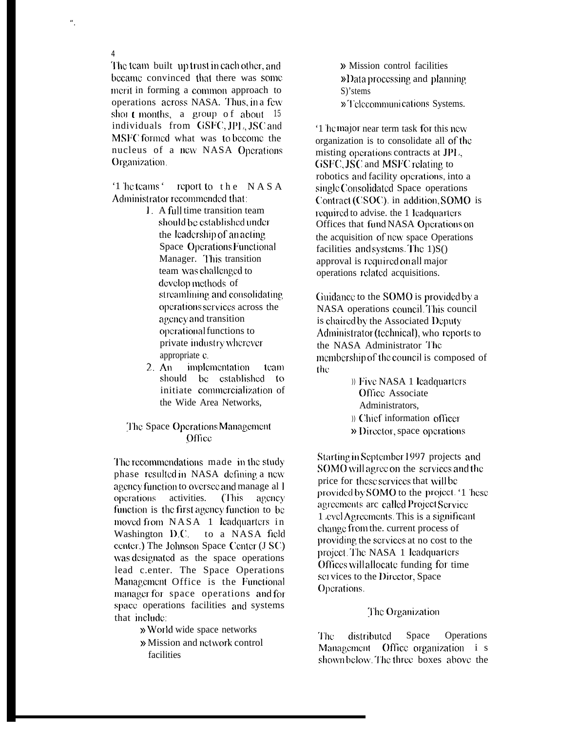The team built up trust in each other, and became convinced that there was some merit in forming a common approach to operations across NASA. Thus, in a few short months, a group of about 15 individuals from GSFC, JPL, JSC and MSFC formed what was to become the nucleus of a new NASA Operations Organization.

The teams' report to the NASA Administrator recommended that:

1. A full time transition team should be established under the leadership of an acting Space Operations Functional Manager. This transition team was challenged to develop methods of streamlining and consolidating operations services across the agency and transition operational functions to private industry wherever appropriate.
2. An implementation team should be established to initiate commercialization of the Wide Area Networks,

## The Space Operations Management Office

The recommendations made in the study phase resulted in NASA defining a new agency function to oversee and manage all operations activities. (This agency function is the first agency function to be moved from NASA Headquarters in Washington D.C. to a NASA field center.) The Johnson Space Center (JSC) was designated as the space operations lead center. The Space Operations Management Office is the Functional manager for space operations and for space operations facilities and systems that include:

- World wide space networks
- Mission and network control facilities
- Mission control facilities
- Data processing and planning Systems
- Telecommunications Systems.

The major near term task for this new organization is to consolidate all of the existing operations contracts at JPL, GSFC, JSC and MSFC relating to robotics and facility operations, into a single Consolidated Space operations Contract (CSOC). In addition, SOMO is required to advise the Headquarters Offices that fund NASA Operations on the acquisition of new space Operations facilities and systems. The DSO approval is required on all major operations related acquisitions.

Guidance to the SOMO is provided by a NASA operations council. This council is chaired by the Associated Deputy Administrator (technical), who reports to the NASA Administrator The membership of the council is composed of the

- Five NASA Headquarters Office Associate Administrators,
- Chief information officer
- Director, space operations

Starting in September 1997 projects and SOMO will agree on the services and the price for these services that will be provided by SOMO to the project. These agreements are called Project Service Level Agreements. This is a significant change from the current process of providing the services at no cost to the project. The NASA Headquarters Offices will allocate funding for time services to the Director, Space Operations.

## The Organization

The distributed Space Operations Management Office organization is shown below. The three boxes above the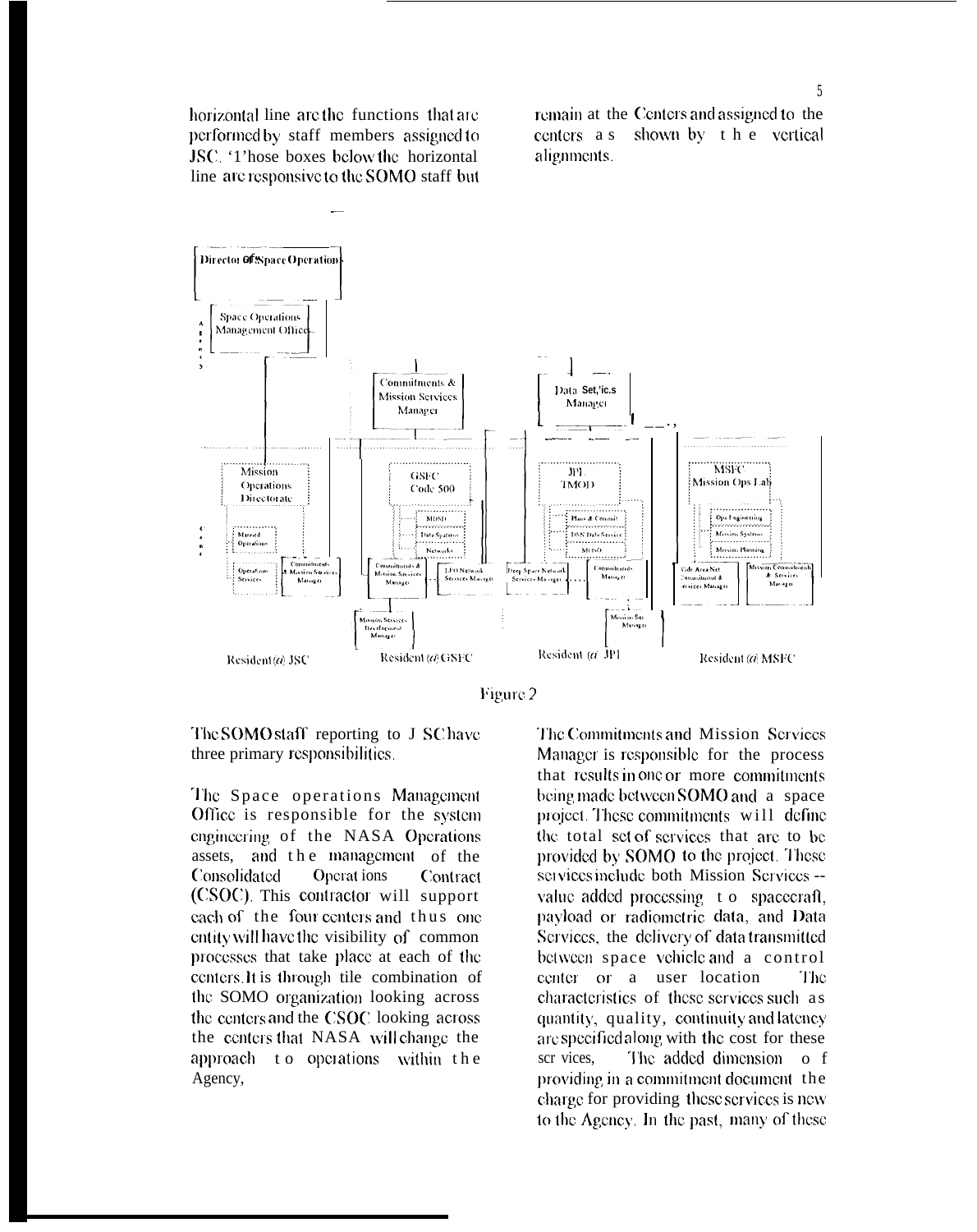horizontal line are the functions that are performed by staff members assigned to JSC. Those boxes below the horizontal line are responsive to the SOMO staff but remain at the Centers and assigned to the centers as shown by the vertical alignments.

Director of Space Operations

Space Operations Management Office

Commitments & Mission Services Manager

Data Services Manager

Mission Operations Directorate

Manned Operations

Operations Services

Commitments & Mission Services Manager

GSFC Code 500

MOSD

Data Systems

Networks

Commitments & Mission Services Manager

LEO Network Services Manager

Mission Services Development Manager

JPL TMOD

Plans & Commit

DSN Data Service

MOSO

Deep Space Network Services Manager

Commitments Manager

Mission Svc Manager

MSFC Mission Ops Lab

Ops Engineering

Mission Systems

Mission Planning

Wide Area Net Consolidated & Services Manager

Mission Commitments & Services Manager

Resident @ JSC

Resident @ GSFC

Resident @ JPL

Resident @ MSFC

Figure 2

The SOMO staff reporting to JSC have three primary responsibilities.

The Space operations Management Office is responsible for the system engineering of the NASA Operations assets, and the management of the Consolidated Operations Contract (CSOC). This contractor will support each of the four centers and thus one entity will have the visibility of common processes that take place at each of the centers. It is through the combination of the SOMO organization looking across the centers and the CSOC looking across the centers that NASA will change the approach to operations within the Agency,

The Commitments and Mission Services Manager is responsible for the process that results in one or more commitments being made between SOMO and a space project. These commitments will define the total set of services that are to be provided by SOMO to the project. These services include both Mission Services -- value added processing to spacecraft, payload or radiometric data, and Data Services, the delivery of data transmitted between space vehicle and a control center or a user location The characteristics of these services such as quantity, quality, continuity and latency are specified along with the cost for these services, The added dimension of providing in a commitment document the charge for providing these services is new to the Agency. In the past, many of these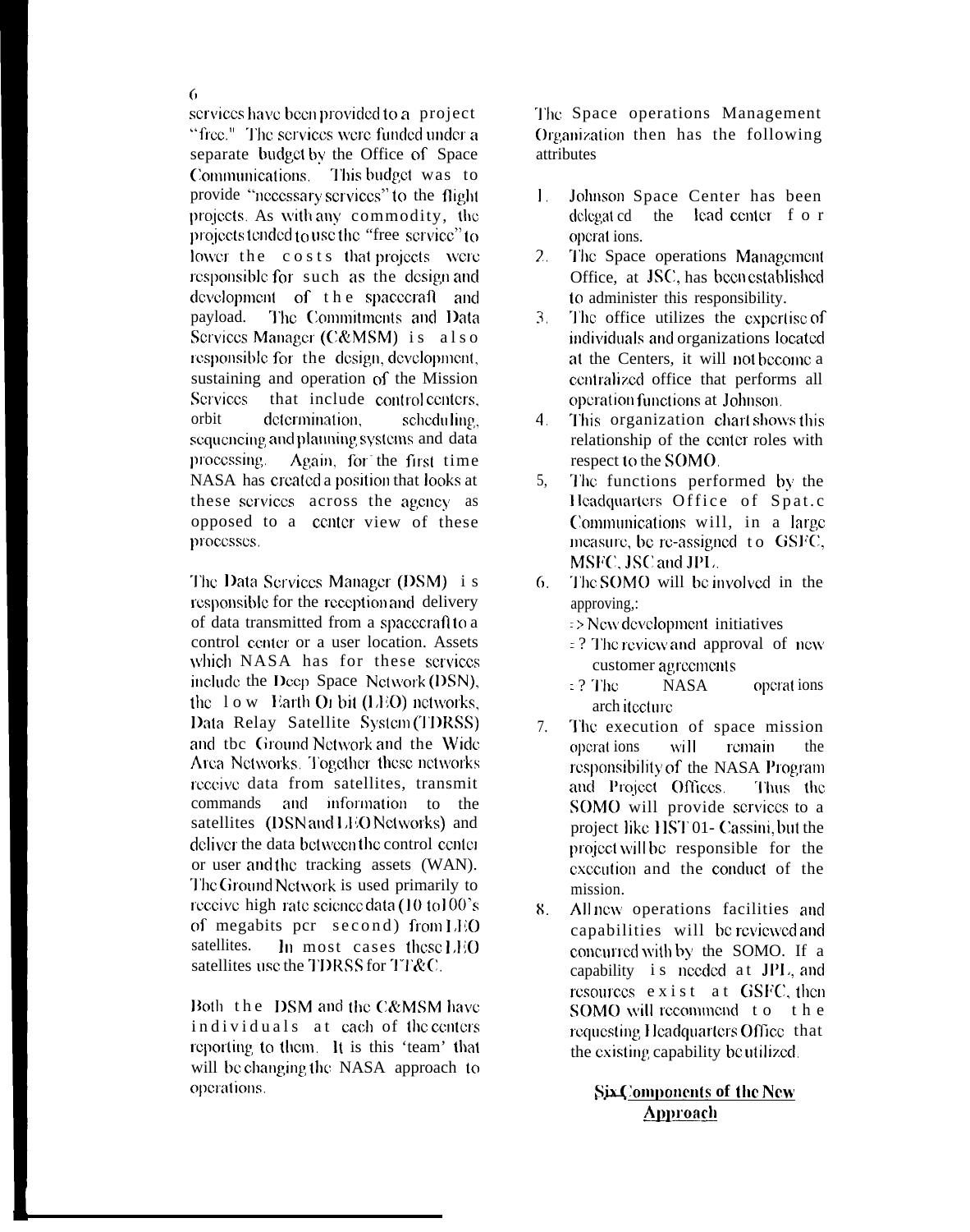services have been provided to a project "free." The services were funded under a separate budget by the Office of Space Communications. This budget was to provide "necessary services" to the flight projects. As with any commodity, the projects tended to use the "free service" to lower the costs that projects were responsible for such as the design and development of the spacecraft and payload. The Commitments and Data Services Manager (C&MSM) is also responsible for the design, development, sustaining and operation of the Mission Services that include control centers, orbit determination, scheduling, sequencing and planning systems and data processing. Again, for the first time NASA has created a position that looks at these services across the agency as opposed to a center view of these processes.

The Data Services Manager (DSM) is responsible for the reception and delivery of data transmitted from a spacecraft to a control center or a user location. Assets which NASA has for these services include the Deep Space Network (DSN), the low Earth Orbit (LEO) networks, Data Relay Satellite System (TDRSS) and the Ground Network and the Wide Area Networks. Together these networks receive data from satellites, transmit commands and information to the satellites (DSN and LEO Networks) and deliver the data between the control center or user and the tracking assets (WAN). The Ground Network is used primarily to receive high rate science data (10 to 100's of megabits per second) from LEO satellites. In most cases these LEO satellites use the TDRSS for TT&C.

Both the DSM and the C&MSM have individuals at each of the centers reporting to them. It is this 'team' that will be changing the NASA approach to operations.

The Space operations Management Organization then has the following attributes

1. Johnson Space Center has been delegated the lead center for operations.
2. The Space operations Management Office, at JSC, has been established to administer this responsibility.
3. The office utilizes the expertise of individuals and organizations located at the Centers, it will not become a centralized office that performs all operation functions at Johnson.
4. This organization chart shows this relationship of the center roles with respect to the SOMO.
5. The functions performed by the Headquarters Office of Spat.c Communications will, in a large measure, be re-assigned to GSFC, MSFC, JSC and JPL.
6. The SOMO will be involved in the approving,:
   - => New development initiatives
   - =? The review and approval of new customer agreements
   - =? The NASA operations architecture
7. The execution of space mission operations will remain the responsibility of the NASA Program and Project Offices. Thus the SOMO will provide services to a project like HST 01- Cassini, but the project will be responsible for the execution and the conduct of the mission.
8. All new operations facilities and capabilities will be reviewed and concurred with by the SOMO. If a capability is needed at JPL, and resources exist at GSFC, then SOMO will recommend to the requesting Headquarters Office that the existing capability be utilized.

## Six Components of the New Approach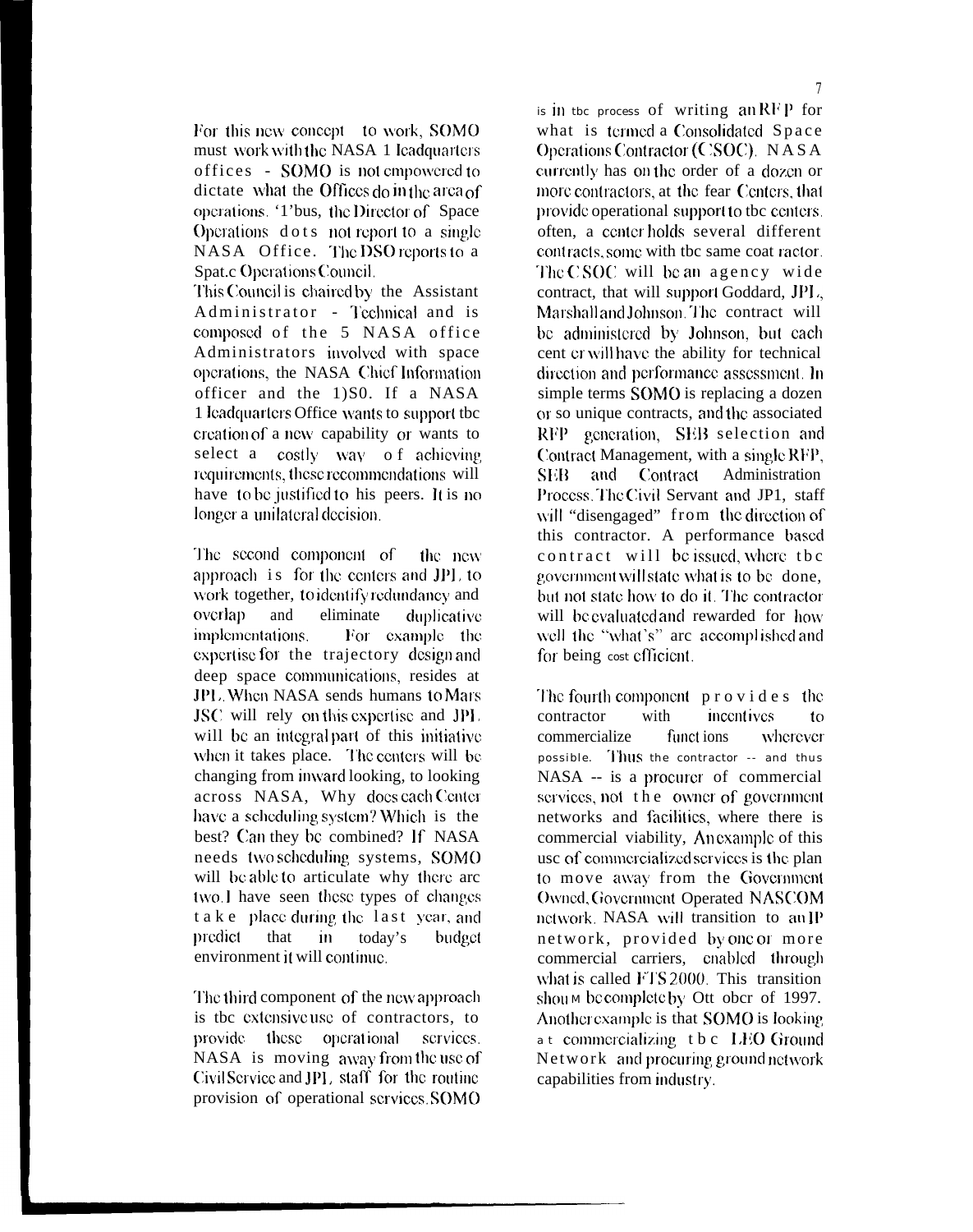For this new concept to work, SOMO must work with the NASA 1 leadquarters offices - SOMO is not empowered to dictate what the Offices do in the area of operations. '1'bus, the Director of Space Operations dots not report to a single NASA Office. The DSO reports to a Spat.c Operations Council.
This Council is chaired by the Assistant Administrator - Technical and is composed of the 5 NASA office Administrators involved with space operations, the NASA Chief Information officer and the 1)S0. If a NASA 1 leadquarters Office wants to support tbc creation of a new capability or wants to select a costly way of achieving requirements, these recommendations will have to be justified to his peers. It is no longer a unilateral decision.

The second component of the new approach is for the centers and JPL to work together, to identify redundancy and overlap and eliminate duplicative implementations. For example the expertise for the trajectory design and deep space communications, resides at JPL. When NASA sends humans to Mars JSC will rely on this expertise and JPL will be an integral part of this initiative when it takes place. The centers will be changing from inward looking, to looking across NASA, Why does each Center have a scheduling system? Which is the best? Can they be combined? If NASA needs two scheduling systems, SOMO will be able to articulate why there are two. I have seen these types of changes take place during the last year, and predict that in today's budget environment it will continue.

The third component of the new approach is tbc extensive use of contractors, to provide these operational services. NASA is moving away from the use of Civil Service and JPL staff for the routine provision of operational services. SOMO is in tbc process of writing an RFP for what is termed a Consolidated Space Operations Contractor (CSOC). NASA currently has on the order of a dozen or more contractors, at the fear Centers, that provide operational support to tbc centers. often, a center holds several different contracts, some with tbc same coat ractor. The CSOC will be an agency wide contract, that will support Goddard, JPL, Marshall and Johnson. The contract will be administered by Johnson, but each cent er will have the ability for technical direction and performance assessment. In simple terms SOMO is replacing a dozen or so unique contracts, and the associated RFP generation, SEB selection and Contract Management, with a single RFP, SEB and Contract Administration Process. The Civil Servant and JP1, staff will "disengaged" from the direction of this contractor. A performance based contract will be issued, where tbc government will state what is to be done, but not state how to do it. The contractor will be evaluated and rewarded for how well the "what's" are accomplished and for being cost efficient.

The fourth component provides the contractor with incentives to commercialize funct ions wherever possible. Thus the contractor -- and thus NASA -- is a procurer of commercial services, not the owner of government networks and facilities, where there is commercial viability, An example of this use of commercialized services is the plan to move away from the Government Owned, Government Operated NASCOM network. NASA will transition to an IP network, provided by one or more commercial carriers, enabled through what is called FTS 2000. This transition shou M be complete by Ott obcr of 1997. Another example is that SOMO is looking at commercializing tbc LEO Ground Network and procuring ground network capabilities from industry.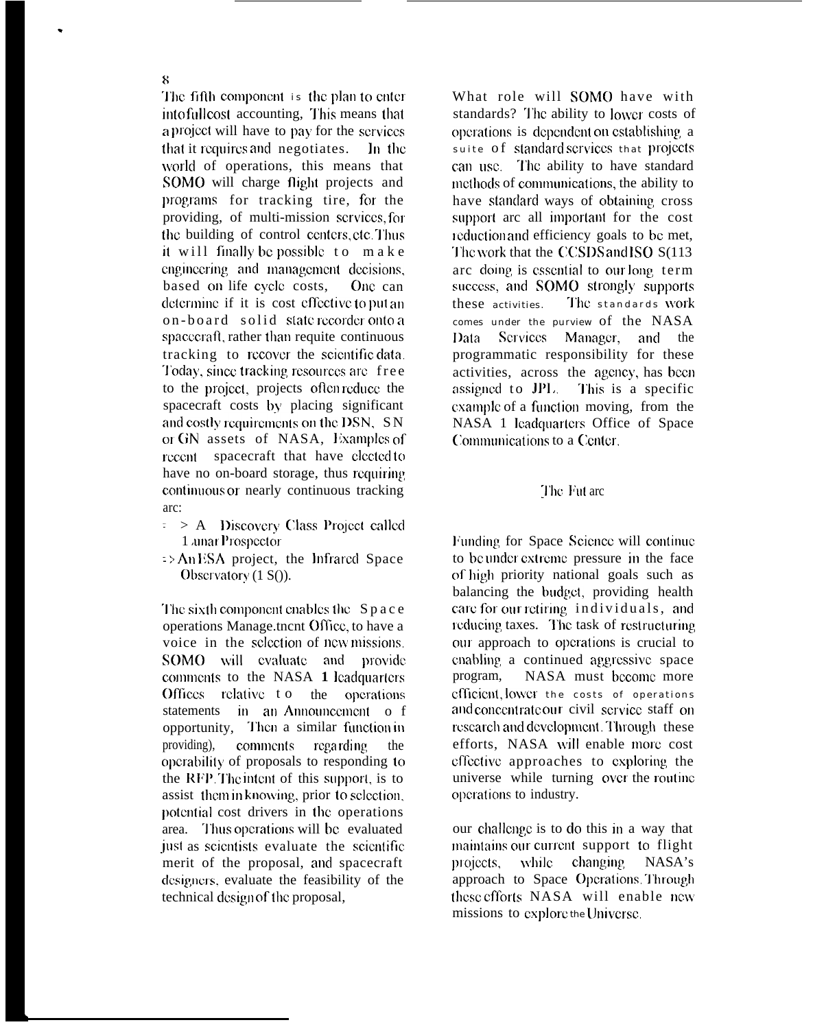The fifth component is the plan to enter into full cost accounting, This means that a project will have to pay for the services that it requires and negotiates. In the world of operations, this means that SOMO will charge flight projects and programs for tracking tire, for the providing, of multi-mission services, for the building of control centers, etc. Thus it will finally be possible to make engineering and management decisions, based on life cycle costs, One can determine if it is cost effective to put an on-board solid state recorder onto a spacecraft, rather than requite continuous tracking to recover the scientific data. Today, since tracking resources are free to the project, projects often reduce the spacecraft costs by placing significant and costly requirements on the DSN, SN or GN assets of NASA, Examples of recent spacecraft that have elected to have no on-board storage, thus requiring continuous or nearly continuous tracking arc:

- => A Discovery Class Project called Lunar Prospector
- => An ESA project, the Infrared Space Observatory (1 S()).

The sixth component enables the Space operations Manage.tncnt Office, to have a voice in the selection of new missions. SOMO will evaluate and provide comments to the NASA Headquarters Offices relative to the operations statements in an Announcement of opportunity, Then a similar function in providing), comments regarding the operability of proposals to responding to the RFP. The intent of this support, is to assist them in knowing, prior to selection, potential cost drivers in the operations area. Thus operations will be evaluated just as scientists evaluate the scientific merit of the proposal, and spacecraft designers, evaluate the feasibility of the technical design of the proposal,

What role will SOMO have with standards? The ability to lower costs of operations is dependent on establishing a suite of standard services that projects can use. The ability to have standard methods of communications, the ability to have standard ways of obtaining cross support arc all important for the cost reduction and efficiency goals to be met, The work that the CCSDS and ISO S(113 arc doing is essential to our long term success, and SOMO strongly supports these activities. The standards work comes under the purview of the NASA Data Services Manager, and the programmatic responsibility for these activities, across the agency, has been assigned to JPL. This is a specific example of a function moving, from the NASA Headquarters Office of Space Communications to a Center.

## The Future

Funding for Space Science will continue to be under extreme pressure in the face of high priority national goals such as balancing the budget, providing health care for our retiring individuals, and reducing taxes. The task of restructuring our approach to operations is crucial to enabling a continued aggressive space program, NASA must become more efficient, lower the costs of operations and concentrate our civil service staff on research and development. Through these efforts, NASA will enable more cost effective approaches to exploring the universe while turning over the routine operations to industry.

our challenge is to do this in a way that maintains our current support to flight projects, while changing NASA's approach to Space Operations. Through these efforts NASA will enable new missions to explore the Universe.